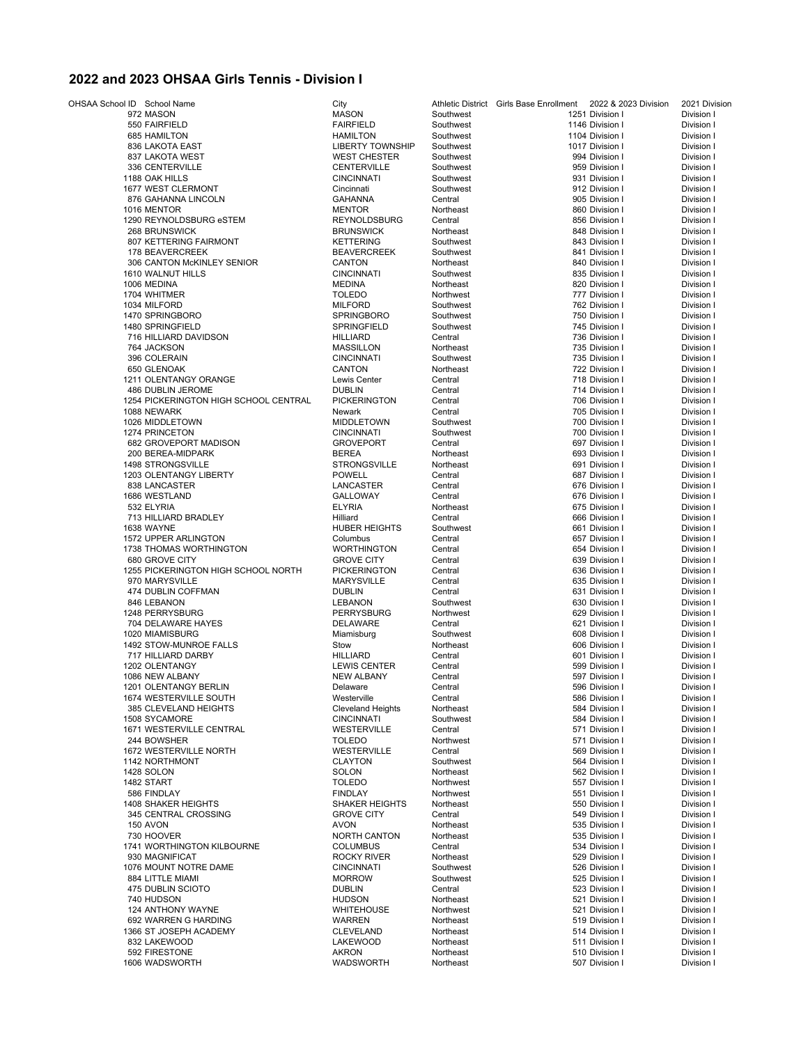## 2022 and 2023 OHSAA Girls Tennis - Division I

| OHSAA School ID | School Name | City | Athletic District | Girls Base Enrollment | 2022 & 2023 Division | 2021 Division |
|---|---|---|---|---|---|---|
| 972 | MASON | MASON | Southwest | 1251 | Division I | Division I |
| 550 | FAIRFIELD | FAIRFIELD | Southwest | 1146 | Division I | Division I |
| 685 | HAMILTON | HAMILTON | Southwest | 1104 | Division I | Division I |
| 836 | LAKOTA EAST | LIBERTY TOWNSHIP | Southwest | 1017 | Division I | Division I |
| 837 | LAKOTA WEST | WEST CHESTER | Southwest | 994 | Division I | Division I |
| 336 | CENTERVILLE | CENTERVILLE | Southwest | 959 | Division I | Division I |
| 1188 | OAK HILLS | CINCINNATI | Southwest | 931 | Division I | Division I |
| 1677 | WEST CLERMONT | Cincinnati | Southwest | 912 | Division I | Division I |
| 876 | GAHANNA LINCOLN | GAHANNA | Central | 905 | Division I | Division I |
| 1016 | MENTOR | MENTOR | Northeast | 860 | Division I | Division I |
| 1290 | REYNOLDSBURG eSTEM | REYNOLDSBURG | Central | 856 | Division I | Division I |
| 268 | BRUNSWICK | BRUNSWICK | Northeast | 848 | Division I | Division I |
| 807 | KETTERING FAIRMONT | KETTERING | Southwest | 843 | Division I | Division I |
| 178 | BEAVERCREEK | BEAVERCREEK | Southwest | 841 | Division I | Division I |
| 306 | CANTON McKINLEY SENIOR | CANTON | Northeast | 840 | Division I | Division I |
| 1610 | WALNUT HILLS | CINCINNATI | Southwest | 835 | Division I | Division I |
| 1006 | MEDINA | MEDINA | Northeast | 820 | Division I | Division I |
| 1704 | WHITMER | TOLEDO | Northwest | 777 | Division I | Division I |
| 1034 | MILFORD | MILFORD | Southwest | 762 | Division I | Division I |
| 1470 | SPRINGBORO | SPRINGBORO | Southwest | 750 | Division I | Division I |
| 1480 | SPRINGFIELD | SPRINGFIELD | Southwest | 745 | Division I | Division I |
| 716 | HILLIARD DAVIDSON | HILLIARD | Central | 736 | Division I | Division I |
| 764 | JACKSON | MASSILLON | Northeast | 735 | Division I | Division I |
| 396 | COLERAIN | CINCINNATI | Southwest | 735 | Division I | Division I |
| 650 | GLENOAK | CANTON | Northeast | 722 | Division I | Division I |
| 1211 | OLENTANGY ORANGE | Lewis Center | Central | 718 | Division I | Division I |
| 486 | DUBLIN JEROME | DUBLIN | Central | 714 | Division I | Division I |
| 1254 | PICKERINGTON HIGH SCHOOL CENTRAL | PICKERINGTON | Central | 706 | Division I | Division I |
| 1088 | NEWARK | Newark | Central | 705 | Division I | Division I |
| 1026 | MIDDLETOWN | MIDDLETOWN | Southwest | 700 | Division I | Division I |
| 1274 | PRINCETON | CINCINNATI | Southwest | 700 | Division I | Division I |
| 682 | GROVEPORT MADISON | GROVEPORT | Central | 697 | Division I | Division I |
| 200 | BEREA-MIDPARK | BEREA | Northeast | 693 | Division I | Division I |
| 1498 | STRONGSVILLE | STRONGSVILLE | Northeast | 691 | Division I | Division I |
| 1203 | OLENTANGY LIBERTY | POWELL | Central | 687 | Division I | Division I |
| 838 | LANCASTER | LANCASTER | Central | 676 | Division I | Division I |
| 1686 | WESTLAND | GALLOWAY | Central | 676 | Division I | Division I |
| 532 | ELYRIA | ELYRIA | Northeast | 675 | Division I | Division I |
| 713 | HILLIARD BRADLEY | Hilliard | Central | 666 | Division I | Division I |
| 1638 | WAYNE | HUBER HEIGHTS | Southwest | 661 | Division I | Division I |
| 1572 | UPPER ARLINGTON | Columbus | Central | 657 | Division I | Division I |
| 1738 | THOMAS WORTHINGTON | WORTHINGTON | Central | 654 | Division I | Division I |
| 680 | GROVE CITY | GROVE CITY | Central | 639 | Division I | Division I |
| 1255 | PICKERINGTON HIGH SCHOOL NORTH | PICKERINGTON | Central | 636 | Division I | Division I |
| 970 | MARYSVILLE | MARYSVILLE | Central | 635 | Division I | Division I |
| 474 | DUBLIN COFFMAN | DUBLIN | Central | 631 | Division I | Division I |
| 846 | LEBANON | LEBANON | Southwest | 630 | Division I | Division I |
| 1248 | PERRYSBURG | PERRYSBURG | Northwest | 629 | Division I | Division I |
| 704 | DELAWARE HAYES | DELAWARE | Central | 621 | Division I | Division I |
| 1020 | MIAMISBURG | Miamisburg | Southwest | 608 | Division I | Division I |
| 1492 | STOW-MUNROE FALLS | Stow | Northeast | 606 | Division I | Division I |
| 717 | HILLIARD DARBY | HILLIARD | Central | 601 | Division I | Division I |
| 1202 | OLENTANGY | LEWIS CENTER | Central | 599 | Division I | Division I |
| 1086 | NEW ALBANY | NEW ALBANY | Central | 597 | Division I | Division I |
| 1201 | OLENTANGY BERLIN | Delaware | Central | 596 | Division I | Division I |
| 1674 | WESTERVILLE SOUTH | Westerville | Central | 586 | Division I | Division I |
| 385 | CLEVELAND HEIGHTS | Cleveland Heights | Northeast | 584 | Division I | Division I |
| 1508 | SYCAMORE | CINCINNATI | Southwest | 584 | Division I | Division I |
| 1671 | WESTERVILLE CENTRAL | WESTERVILLE | Central | 571 | Division I | Division I |
| 244 | BOWSHER | TOLEDO | Northwest | 571 | Division I | Division I |
| 1672 | WESTERVILLE NORTH | WESTERVILLE | Central | 569 | Division I | Division I |
| 1142 | NORTHMONT | CLAYTON | Southwest | 564 | Division I | Division I |
| 1428 | SOLON | SOLON | Northeast | 562 | Division I | Division I |
| 1482 | START | TOLEDO | Northwest | 557 | Division I | Division I |
| 586 | FINDLAY | FINDLAY | Northwest | 551 | Division I | Division I |
| 1408 | SHAKER HEIGHTS | SHAKER HEIGHTS | Northeast | 550 | Division I | Division I |
| 345 | CENTRAL CROSSING | GROVE CITY | Central | 549 | Division I | Division I |
| 150 | AVON | AVON | Northeast | 535 | Division I | Division I |
| 730 | HOOVER | NORTH CANTON | Northeast | 535 | Division I | Division I |
| 1741 | WORTHINGTON KILBOURNE | COLUMBUS | Central | 534 | Division I | Division I |
| 930 | MAGNIFICAT | ROCKY RIVER | Northeast | 529 | Division I | Division I |
| 1076 | MOUNT NOTRE DAME | CINCINNATI | Southwest | 526 | Division I | Division I |
| 884 | LITTLE MIAMI | MORROW | Southwest | 525 | Division I | Division I |
| 475 | DUBLIN SCIOTO | DUBLIN | Central | 523 | Division I | Division I |
| 740 | HUDSON | HUDSON | Northeast | 521 | Division I | Division I |
| 124 | ANTHONY WAYNE | WHITEHOUSE | Northwest | 521 | Division I | Division I |
| 692 | WARREN G HARDING | WARREN | Northeast | 519 | Division I | Division I |
| 1366 | ST JOSEPH ACADEMY | CLEVELAND | Northeast | 514 | Division I | Division I |
| 832 | LAKEWOOD | LAKEWOOD | Northeast | 511 | Division I | Division I |
| 592 | FIRESTONE | AKRON | Northeast | 510 | Division I | Division I |
| 1606 | WADSWORTH | WADSWORTH | Northeast | 507 | Division I | Division I |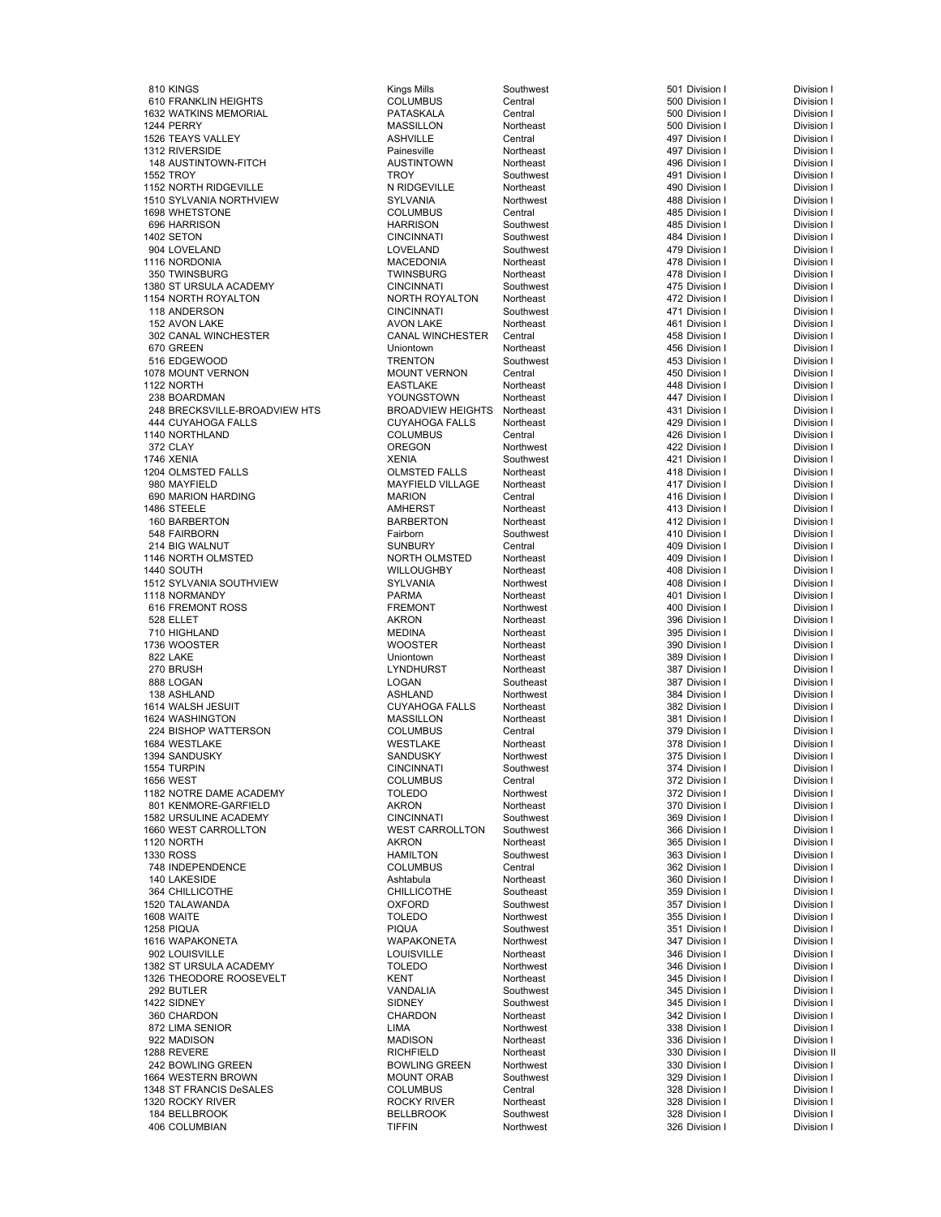| | | | | | | |
|---|---|---|---|---|---|---|
| 810 | KINGS | Kings Mills | Southwest | 501 | Division I | Division I |
| 610 | FRANKLIN HEIGHTS | COLUMBUS | Central | 500 | Division I | Division I |
| 1632 | WATKINS MEMORIAL | PATASKALA | Central | 500 | Division I | Division I |
| 1244 | PERRY | MASSILLON | Northeast | 500 | Division I | Division I |
| 1526 | TEAYS VALLEY | ASHVILLE | Central | 497 | Division I | Division I |
| 1312 | RIVERSIDE | Painesville | Northeast | 497 | Division I | Division I |
| 148 | AUSTINTOWN-FITCH | AUSTINTOWN | Northeast | 496 | Division I | Division I |
| 1552 | TROY | TROY | Southwest | 491 | Division I | Division I |
| 1152 | NORTH RIDGEVILLE | N RIDGEVILLE | Northeast | 490 | Division I | Division I |
| 1510 | SYLVANIA NORTHVIEW | SYLVANIA | Northwest | 488 | Division I | Division I |
| 1698 | WHETSTONE | COLUMBUS | Central | 485 | Division I | Division I |
| 696 | HARRISON | HARRISON | Southwest | 485 | Division I | Division I |
| 1402 | SETON | CINCINNATI | Southwest | 484 | Division I | Division I |
| 904 | LOVELAND | LOVELAND | Southwest | 479 | Division I | Division I |
| 1116 | NORDONIA | MACEDONIA | Northeast | 478 | Division I | Division I |
| 350 | TWINSBURG | TWINSBURG | Northeast | 478 | Division I | Division I |
| 1380 | ST URSULA ACADEMY | CINCINNATI | Southwest | 475 | Division I | Division I |
| 1154 | NORTH ROYALTON | NORTH ROYALTON | Northeast | 472 | Division I | Division I |
| 118 | ANDERSON | CINCINNATI | Southwest | 471 | Division I | Division I |
| 152 | AVON LAKE | AVON LAKE | Northeast | 461 | Division I | Division I |
| 302 | CANAL WINCHESTER | CANAL WINCHESTER | Central | 458 | Division I | Division I |
| 670 | GREEN | Uniontown | Northeast | 456 | Division I | Division I |
| 516 | EDGEWOOD | TRENTON | Southwest | 453 | Division I | Division I |
| 1078 | MOUNT VERNON | MOUNT VERNON | Central | 450 | Division I | Division I |
| 1122 | NORTH | EASTLAKE | Northeast | 448 | Division I | Division I |
| 238 | BOARDMAN | YOUNGSTOWN | Northeast | 447 | Division I | Division I |
| 248 | BRECKSVILLE-BROADVIEW HTS | BROADVIEW HEIGHTS | Northeast | 431 | Division I | Division I |
| 444 | CUYAHOGA FALLS | CUYAHOGA FALLS | Northeast | 429 | Division I | Division I |
| 1140 | NORTHLAND | COLUMBUS | Central | 426 | Division I | Division I |
| 372 | CLAY | OREGON | Northwest | 422 | Division I | Division I |
| 1746 | XENIA | XENIA | Southwest | 421 | Division I | Division I |
| 1204 | OLMSTED FALLS | OLMSTED FALLS | Northeast | 418 | Division I | Division I |
| 980 | MAYFIELD | MAYFIELD VILLAGE | Northeast | 417 | Division I | Division I |
| 690 | MARION HARDING | MARION | Central | 416 | Division I | Division I |
| 1486 | STEELE | AMHERST | Northeast | 413 | Division I | Division I |
| 160 | BARBERTON | BARBERTON | Northeast | 412 | Division I | Division I |
| 548 | FAIRBORN | Fairborn | Southwest | 410 | Division I | Division I |
| 214 | BIG WALNUT | SUNBURY | Central | 409 | Division I | Division I |
| 1146 | NORTH OLMSTED | NORTH OLMSTED | Northeast | 409 | Division I | Division I |
| 1440 | SOUTH | WILLOUGHBY | Northeast | 408 | Division I | Division I |
| 1512 | SYLVANIA SOUTHVIEW | SYLVANIA | Northwest | 408 | Division I | Division I |
| 1118 | NORMANDY | PARMA | Northeast | 401 | Division I | Division I |
| 616 | FREMONT ROSS | FREMONT | Northwest | 400 | Division I | Division I |
| 528 | ELLET | AKRON | Northeast | 396 | Division I | Division I |
| 710 | HIGHLAND | MEDINA | Northeast | 395 | Division I | Division I |
| 1736 | WOOSTER | WOOSTER | Northeast | 390 | Division I | Division I |
| 822 | LAKE | Uniontown | Northeast | 389 | Division I | Division I |
| 270 | BRUSH | LYNDHURST | Northeast | 387 | Division I | Division I |
| 888 | LOGAN | LOGAN | Southeast | 387 | Division I | Division I |
| 138 | ASHLAND | ASHLAND | Northwest | 384 | Division I | Division I |
| 1614 | WALSH JESUIT | CUYAHOGA FALLS | Northeast | 382 | Division I | Division I |
| 1624 | WASHINGTON | MASSILLON | Northeast | 381 | Division I | Division I |
| 224 | BISHOP WATTERSON | COLUMBUS | Central | 379 | Division I | Division I |
| 1684 | WESTLAKE | WESTLAKE | Northeast | 378 | Division I | Division I |
| 1394 | SANDUSKY | SANDUSKY | Northwest | 375 | Division I | Division I |
| 1554 | TURPIN | CINCINNATI | Southwest | 374 | Division I | Division I |
| 1656 | WEST | COLUMBUS | Central | 372 | Division I | Division I |
| 1182 | NOTRE DAME ACADEMY | TOLEDO | Northwest | 372 | Division I | Division I |
| 801 | KENMORE-GARFIELD | AKRON | Northeast | 370 | Division I | Division I |
| 1582 | URSULINE ACADEMY | CINCINNATI | Southwest | 369 | Division I | Division I |
| 1660 | WEST CARROLLTON | WEST CARROLLTON | Southwest | 366 | Division I | Division I |
| 1120 | NORTH | AKRON | Northeast | 365 | Division I | Division I |
| 1330 | ROSS | HAMILTON | Southwest | 363 | Division I | Division I |
| 748 | INDEPENDENCE | COLUMBUS | Central | 362 | Division I | Division I |
| 140 | LAKESIDE | Ashtabula | Northeast | 360 | Division I | Division I |
| 364 | CHILLICOTHE | CHILLICOTHE | Southeast | 359 | Division I | Division I |
| 1520 | TALAWANDA | OXFORD | Southwest | 357 | Division I | Division I |
| 1608 | WAITE | TOLEDO | Northwest | 355 | Division I | Division I |
| 1258 | PIQUA | PIQUA | Southwest | 351 | Division I | Division I |
| 1616 | WAPAKONETA | WAPAKONETA | Northwest | 347 | Division I | Division I |
| 902 | LOUISVILLE | LOUISVILLE | Northeast | 346 | Division I | Division I |
| 1382 | ST URSULA ACADEMY | TOLEDO | Northwest | 346 | Division I | Division I |
| 1326 | THEODORE ROOSEVELT | KENT | Northeast | 345 | Division I | Division I |
| 292 | BUTLER | VANDALIA | Southwest | 345 | Division I | Division I |
| 1422 | SIDNEY | SIDNEY | Southwest | 345 | Division I | Division I |
| 360 | CHARDON | CHARDON | Northeast | 342 | Division I | Division I |
| 872 | LIMA SENIOR | LIMA | Northwest | 338 | Division I | Division I |
| 922 | MADISON | MADISON | Northeast | 336 | Division I | Division I |
| 1288 | REVERE | RICHFIELD | Northeast | 330 | Division I | Division II |
| 242 | BOWLING GREEN | BOWLING GREEN | Northwest | 330 | Division I | Division I |
| 1664 | WESTERN BROWN | MOUNT ORAB | Southwest | 329 | Division I | Division I |
| 1348 | ST FRANCIS DeSALES | COLUMBUS | Central | 328 | Division I | Division I |
| 1320 | ROCKY RIVER | ROCKY RIVER | Northeast | 328 | Division I | Division I |
| 184 | BELLBROOK | BELLBROOK | Southwest | 328 | Division I | Division I |
| 406 | COLUMBIAN | TIFFIN | Northwest | 326 | Division I | Division I |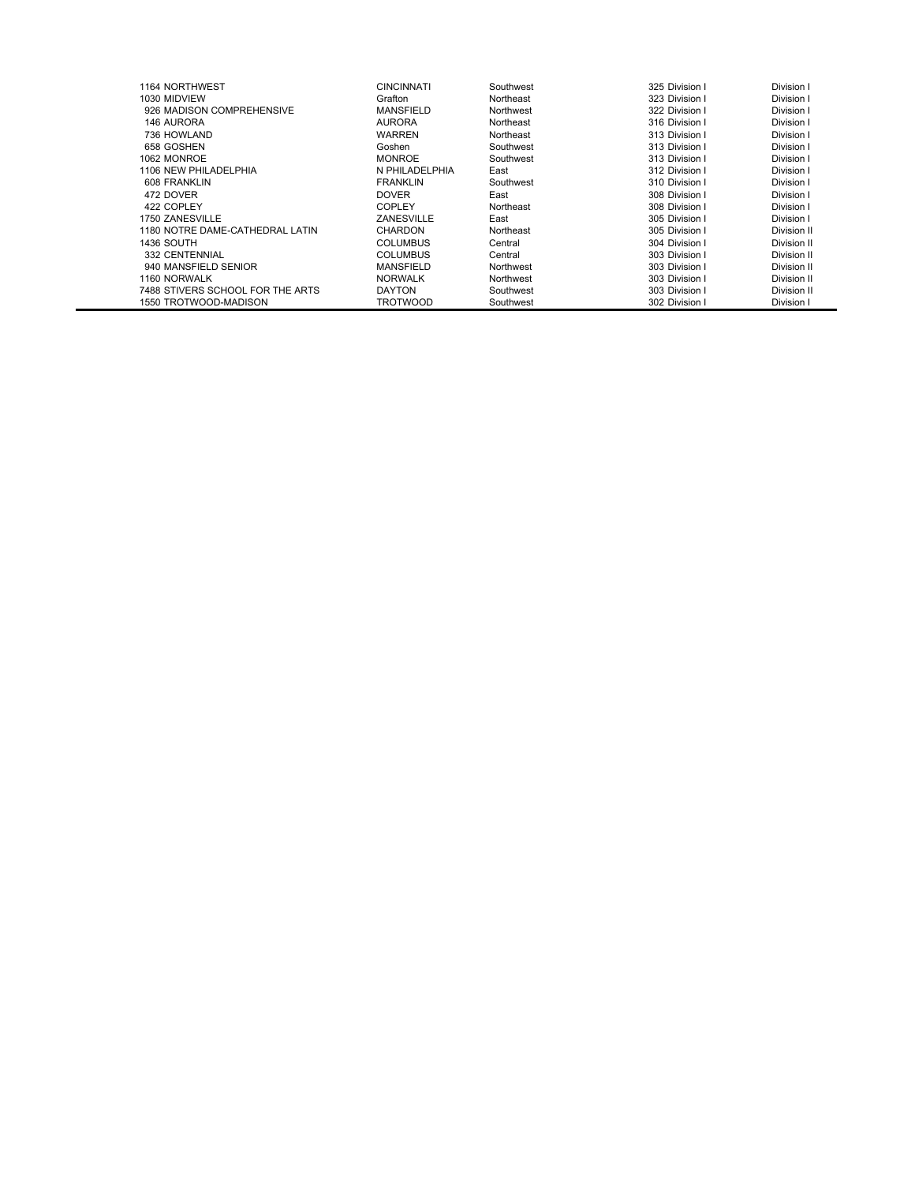| | | | | |
|---|---|---|---|---|
| 1164 NORTHWEST | CINCINNATI | Southwest | 325 Division I | Division I |
| 1030 MIDVIEW | Grafton | Northeast | 323 Division I | Division I |
| 926 MADISON COMPREHENSIVE | MANSFIELD | Northwest | 322 Division I | Division I |
| 146 AURORA | AURORA | Northeast | 316 Division I | Division I |
| 736 HOWLAND | WARREN | Northeast | 313 Division I | Division I |
| 658 GOSHEN | Goshen | Southwest | 313 Division I | Division I |
| 1062 MONROE | MONROE | Southwest | 313 Division I | Division I |
| 1106 NEW PHILADELPHIA | N PHILADELPHIA | East | 312 Division I | Division I |
| 608 FRANKLIN | FRANKLIN | Southwest | 310 Division I | Division I |
| 472 DOVER | DOVER | East | 308 Division I | Division I |
| 422 COPLEY | COPLEY | Northeast | 308 Division I | Division I |
| 1750 ZANESVILLE | ZANESVILLE | East | 305 Division I | Division I |
| 1180 NOTRE DAME-CATHEDRAL LATIN | CHARDON | Northeast | 305 Division I | Division II |
| 1436 SOUTH | COLUMBUS | Central | 304 Division I | Division II |
| 332 CENTENNIAL | COLUMBUS | Central | 303 Division I | Division II |
| 940 MANSFIELD SENIOR | MANSFIELD | Northwest | 303 Division I | Division II |
| 1160 NORWALK | NORWALK | Northwest | 303 Division I | Division II |
| 7488 STIVERS SCHOOL FOR THE ARTS | DAYTON | Southwest | 303 Division I | Division II |
| 1550 TROTWOOD-MADISON | TROTWOOD | Southwest | 302 Division I | Division I |